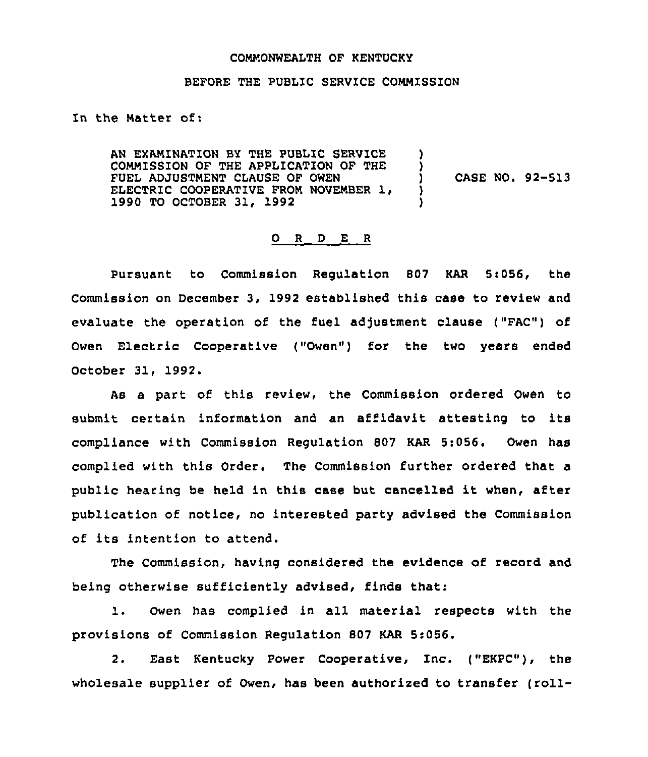COMMONWEALTH OF KENTUCKY

BEFORE THE PUBLIC SERVICE COMMISSION

In the Matter of:

| | | |
|---|---|---|
| AN EXAMINATION BY THE PUBLIC SERVICE COMMISSION OF THE APPLICATION OF THE FUEL ADJUSTMENT CLAUSE OF OWEN ELECTRIC COOPERATIVE FROM NOVEMBER 1, 1990 TO OCTOBER 31, 1992 | ) | CASE NO. 92-513 |

O R D E R

Pursuant to Commission Regulation 807 KAR 5:056, the Commission on December 3, 1992 established this case to review and evaluate the operation of the fuel adjustment clause ("FAC") of Owen Electric Cooperative ("Owen") for the two years ended October 31, 1992.

As a part of this review, the Commission ordered Owen to submit certain information and an affidavit attesting to its compliance with Commission Regulation 807 KAR 5:056. Owen has complied with this Order. The Commission further ordered that a public hearing be held in this case but cancelled it when, after publication of notice, no interested party advised the Commission of its intention to attend.

The Commission, having considered the evidence of record and being otherwise sufficiently advised, finds that:

1. Owen has complied in all material respects with the provisions of Commission Regulation 807 KAR 5:056.

2. East Kentucky Power Cooperative, Inc. ("EKPC"), the wholesale supplier of Owen, has been authorized to transfer (roll-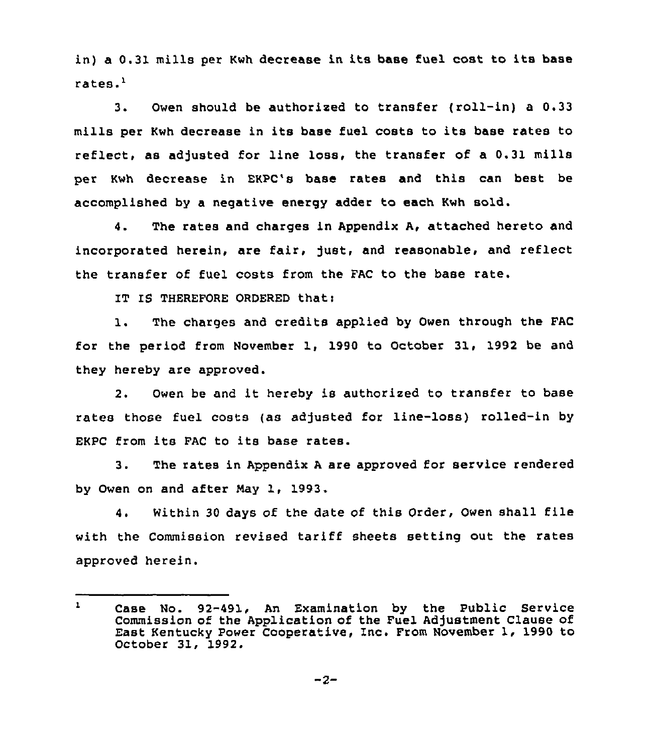in) a 0.31 mills per Kwh decrease in its base fuel cost to its base rates.[1]

3. Owen should be authorized to transfer (roll-in) a 0.33 mills per Kwh decrease in its base fuel costs to its base rates to reflect, as adjusted for line loss, the transfer of a 0.31 mills per Kwh decrease in EKPC's base rates and this can best be accomplished by a negative energy adder to each Kwh sold.

4. The rates and charges in Appendix A, attached hereto and incorporated herein, are fair, just, and reasonable, and reflect the transfer of fuel costs from the FAC to the base rate.

IT IS THEREFORE ORDERED that:

1. The charges and credits applied by Owen through the FAC for the period from November 1, 1990 to October 31, 1992 be and they hereby are approved.

2. Owen be and it hereby is authorized to transfer to base rates those fuel costs (as adjusted for line-loss) rolled-in by EKPC from its FAC to its base rates.

3. The rates in Appendix A are approved for service rendered by Owen on and after May 1, 1993.

4. Within 30 days of the date of this Order, Owen shall file with the Commission revised tariff sheets setting out the rates approved herein.

---

[1] Case No. 92-491, An Examination by the Public Service Commission of the Application of the Fuel Adjustment Clause of East Kentucky Power Cooperative, Inc. From November 1, 1990 to October 31, 1992.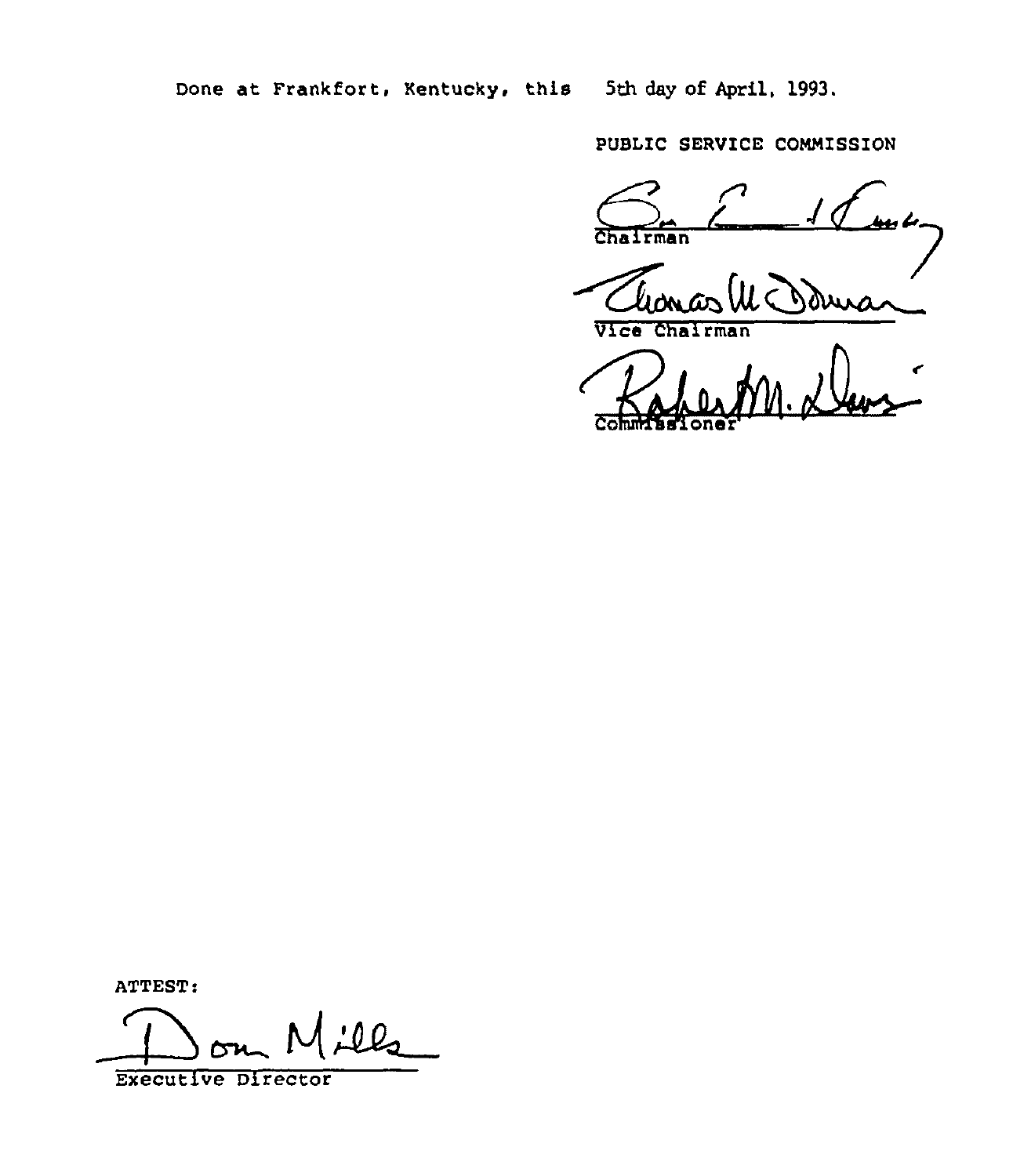Done at Frankfort, Kentucky, this 5th day of April, 1993.

PUBLIC SERVICE COMMISSION

Chairman

Vice Chairman

Commissioner

ATTEST:

Executive Director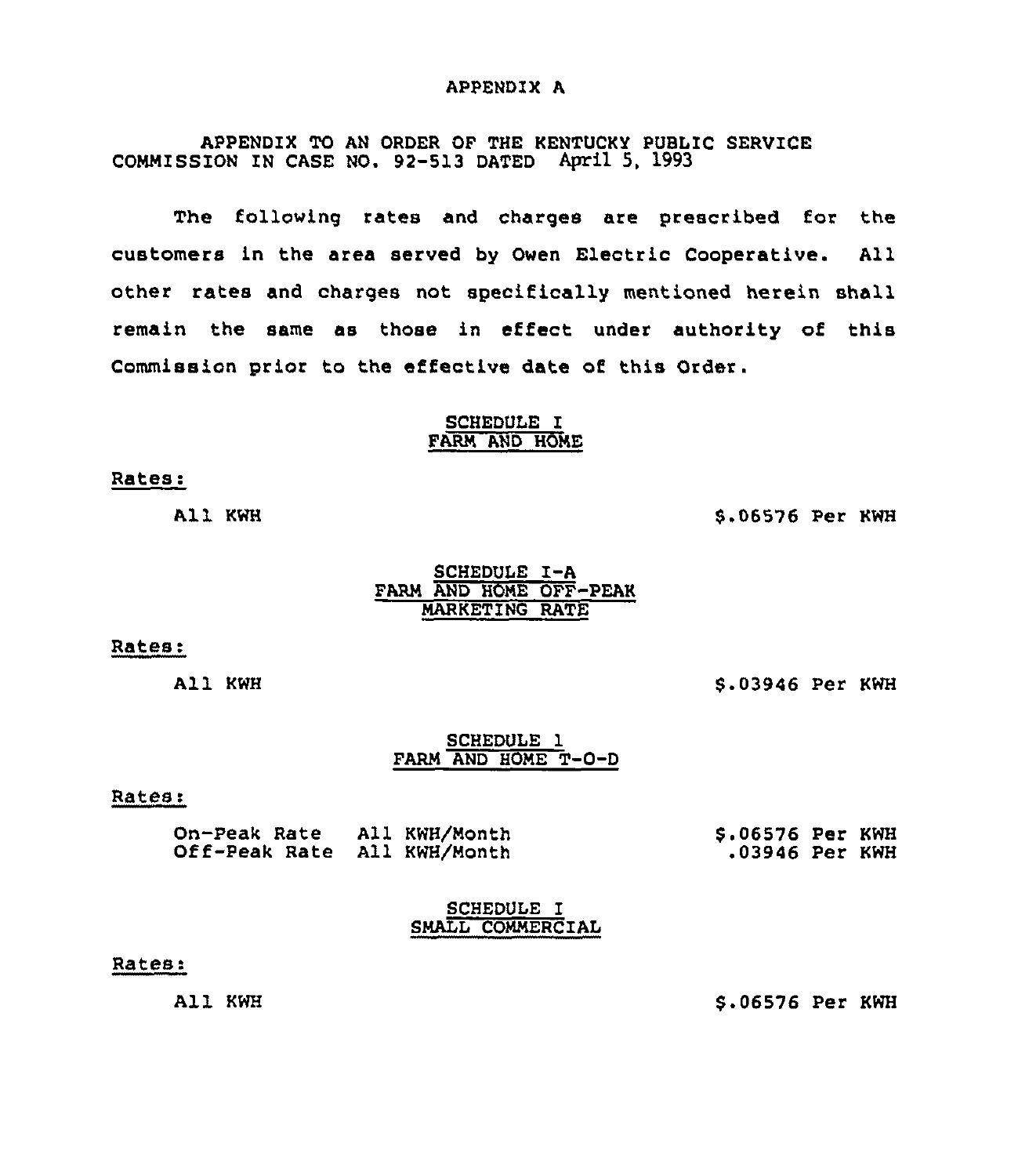APPENDIX A

APPENDIX TO AN ORDER OF THE KENTUCKY PUBLIC SERVICE COMMISSION IN CASE NO. 92-513 DATED April 5, 1993

The following rates and charges are prescribed for the customers in the area served by Owen Electric Cooperative. All other rates and charges not specifically mentioned herein shall remain the same as those in effect under authority of this Commission prior to the effective date of this Order.

## SCHEDULE I
## FARM AND HOME

Rates:

All KWH $.06576 Per KWH

## SCHEDULE I-A
## FARM AND HOME OFF-PEAK MARKETING RATE

Rates:

All KWH $.03946 Per KWH

## SCHEDULE 1
## FARM AND HOME T-O-D

Rates:

| | | |
|---|---|---|
| On-Peak Rate | All KWH/Month | $.06576 Per KWH |
| Off-Peak Rate | All KWH/Month | .03946 Per KWH |

## SCHEDULE I
## SMALL COMMERCIAL

Rates:

All KWH $.06576 Per KWH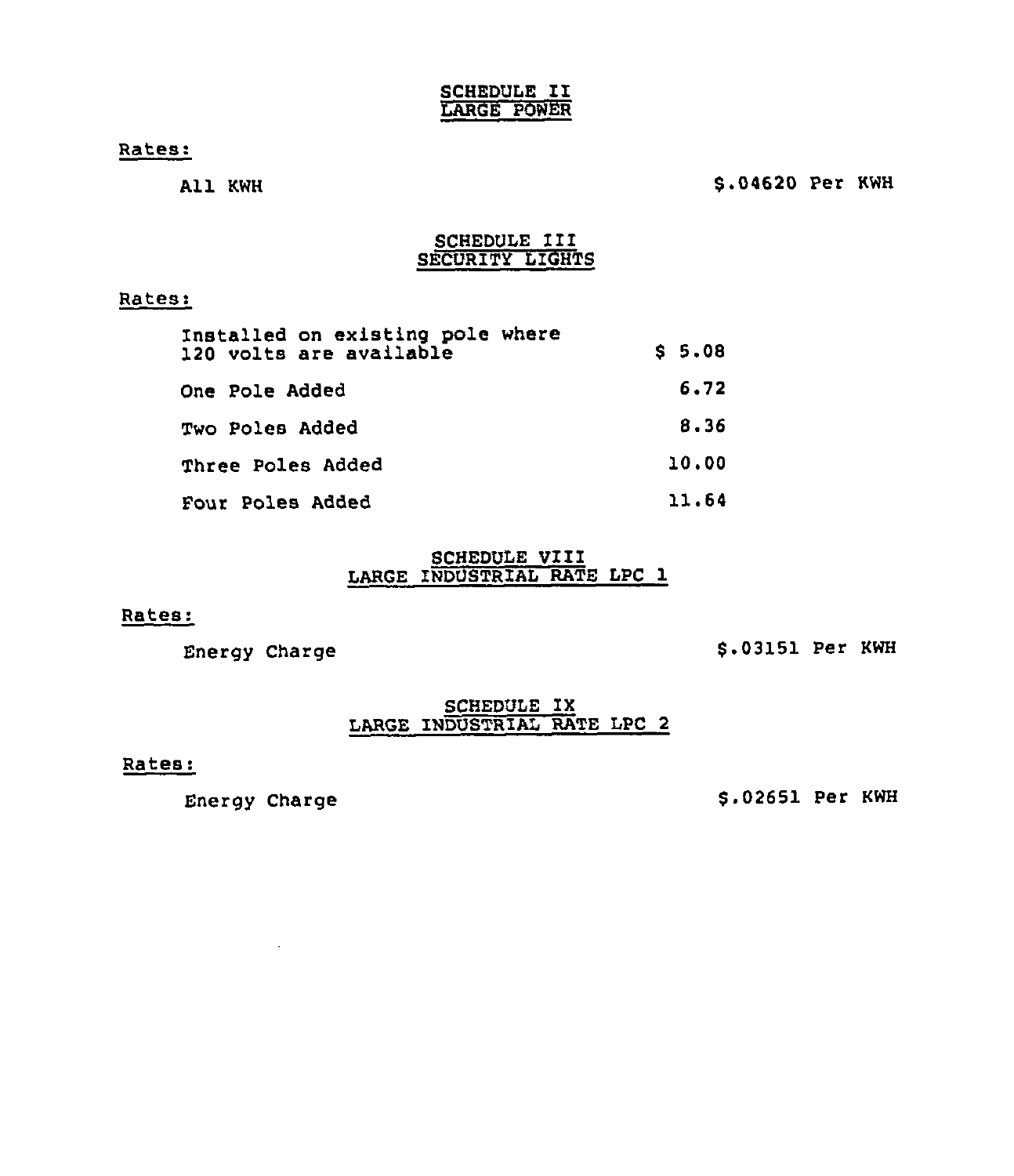## SCHEDULE II
## LARGE POWER

Rates:

| | |
|---|---|
| All KWH | $.04620 Per KWH |

## SCHEDULE III
## SECURITY LIGHTS

Rates:

| | |
|---|---|
| Installed on existing pole where 120 volts are available | $ 5.08 |
| One Pole Added | 6.72 |
| Two Poles Added | 8.36 |
| Three Poles Added | 10.00 |
| Four Poles Added | 11.64 |

## SCHEDULE VIII
## LARGE INDUSTRIAL RATE LPC 1

Rates:

| | |
|---|---|
| Energy Charge | $.03151 Per KWH |

## SCHEDULE IX
## LARGE INDUSTRIAL RATE LPC 2

Rates:

| | |
|---|---|
| Energy Charge | $.02651 Per KWH |